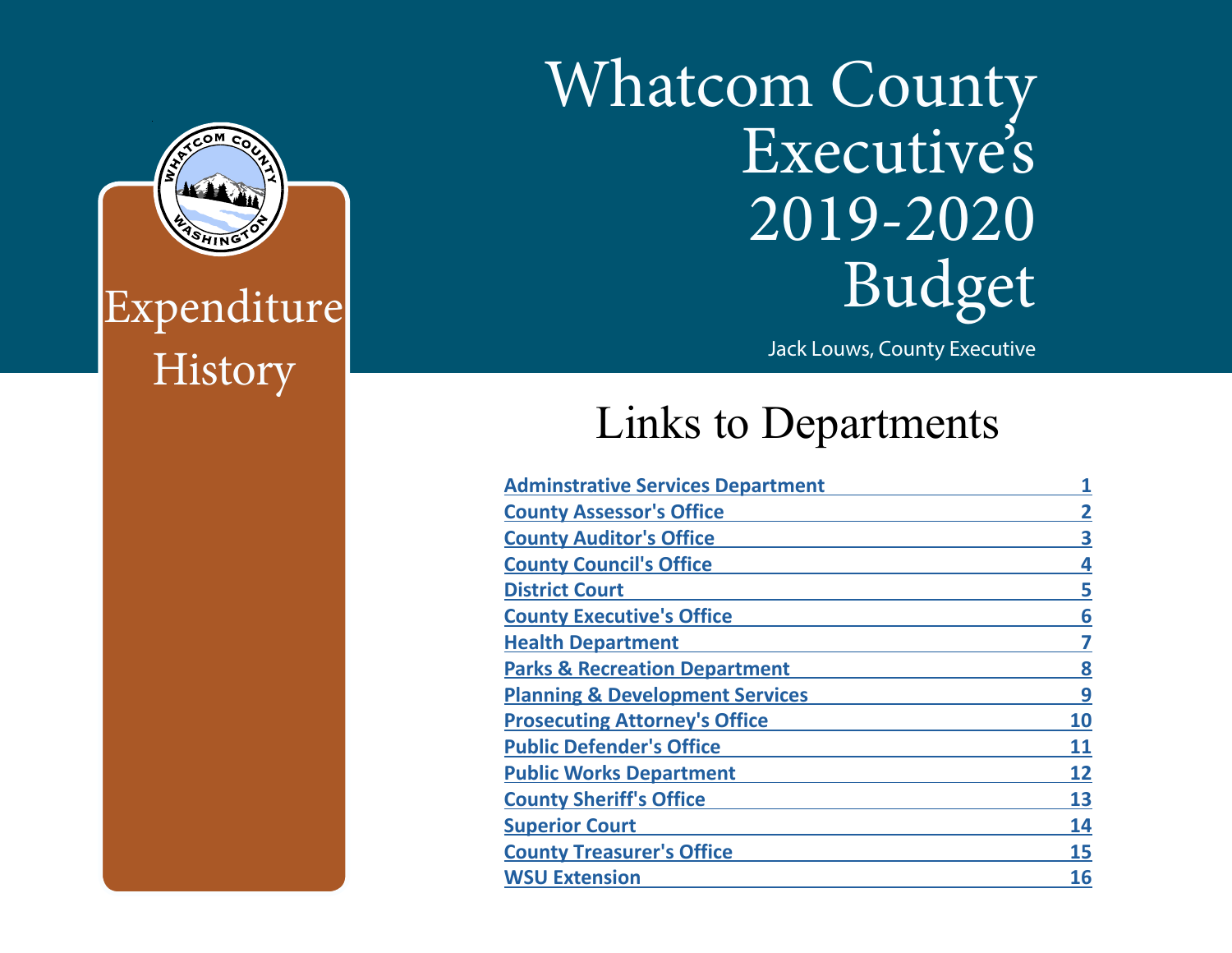# Whatcom County Executive's 2019-2020 Budget

Jack Louws, County Executive

## Expenditure History

## Links to Departments

| Department | Page |
|---|---|
| Adminstrative Services Department | 1 |
| County Assessor's Office | 2 |
| County Auditor's Office | 3 |
| County Council's Office | 4 |
| District Court | 5 |
| County Executive's Office | 6 |
| Health Department | 7 |
| Parks & Recreation Department | 8 |
| Planning & Development Services | 9 |
| Prosecuting Attorney's Office | 10 |
| Public Defender's Office | 11 |
| Public Works Department | 12 |
| County Sheriff's Office | 13 |
| Superior Court | 14 |
| County Treasurer's Office | 15 |
| WSU Extension | 16 |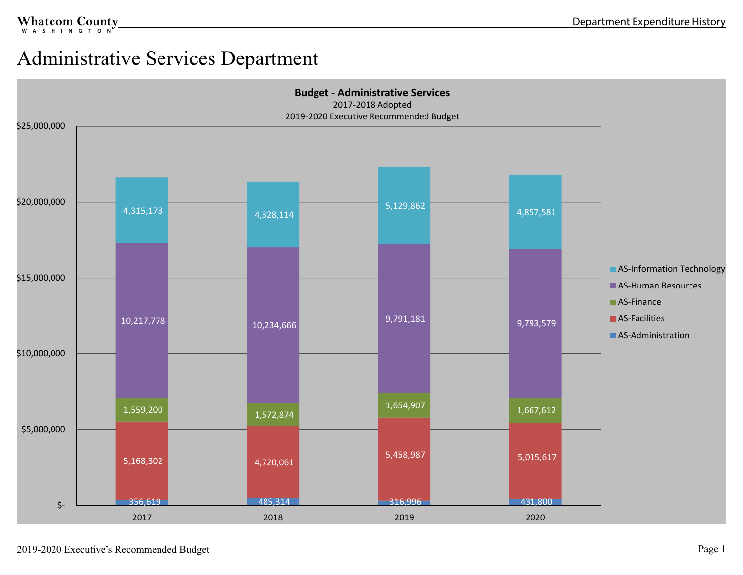# Administrative Services Department

**Budget - Administrative Services**
2017-2018 Adopted
2019-2020 Executive Recommended Budget

| | 2017 | 2018 | 2019 | 2020 |
|---|---|---|---|---|
| AS-Information Technology | 4,315,178 | 4,328,114 | 5,129,862 | 4,857,581 |
| AS-Human Resources | 10,217,778 | 10,234,666 | 9,791,181 | 9,793,579 |
| AS-Finance | 1,559,200 | 1,572,874 | 1,654,907 | 1,667,612 |
| AS-Facilities | 5,168,302 | 4,720,061 | 5,458,987 | 5,015,617 |
| AS-Administration | 356,619 | 485,314 | 316,996 | 431,800 |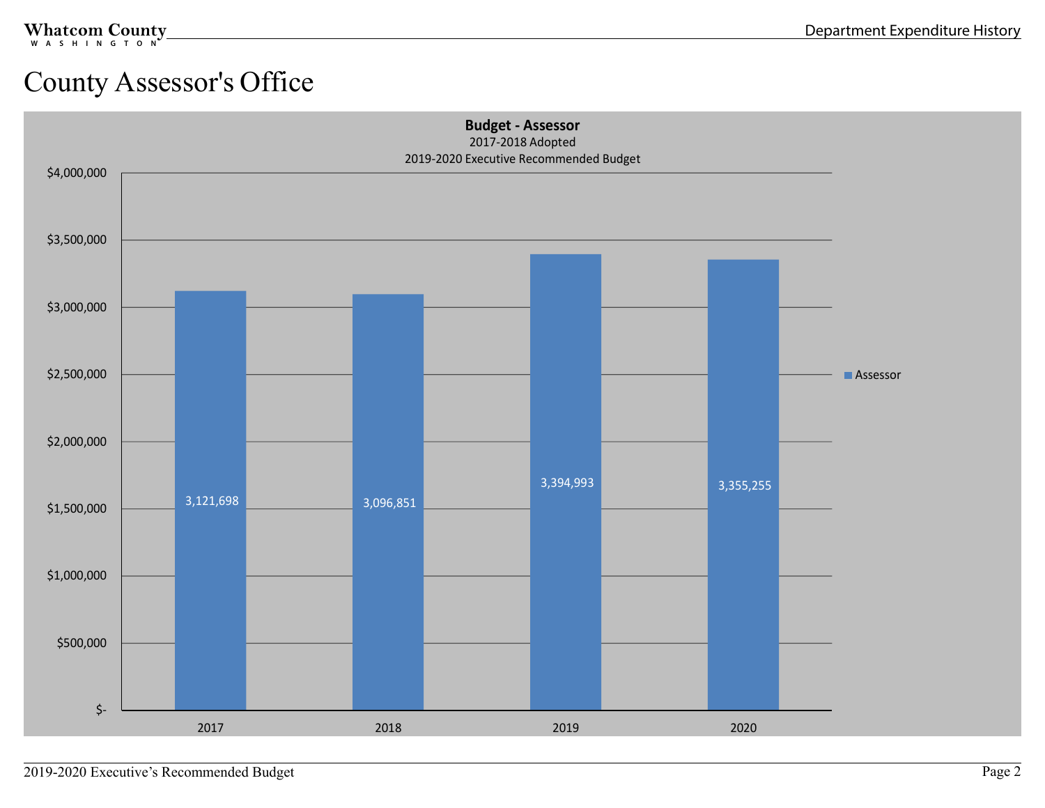# County Assessor's Office

**Budget - Assessor**

2017-2018 Adopted

2019-2020 Executive Recommended Budget

| Year | Assessor |
|---|---|
| 2017 | 3,121,698 |
| 2018 | 3,096,851 |
| 2019 | 3,394,993 |
| 2020 | 3,355,255 |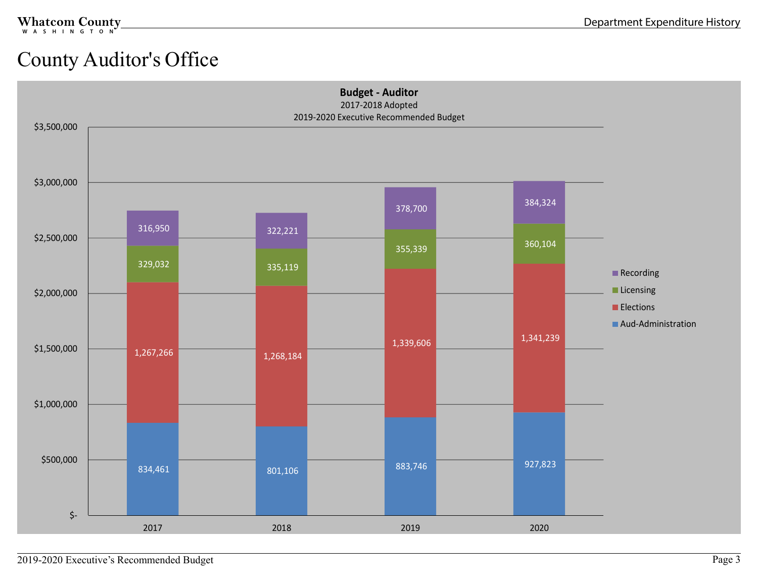# County Auditor's Office

**Budget - Auditor**
2017-2018 Adopted
2019-2020 Executive Recommended Budget

| | 2017 | 2018 | 2019 | 2020 |
|---|---|---|---|---|
| Recording | 316,950 | 322,221 | 378,700 | 384,324 |
| Licensing | 329,032 | 335,119 | 355,339 | 360,104 |
| Elections | 1,267,266 | 1,268,184 | 1,339,606 | 1,341,239 |
| Aud-Administration | 834,461 | 801,106 | 883,746 | 927,823 |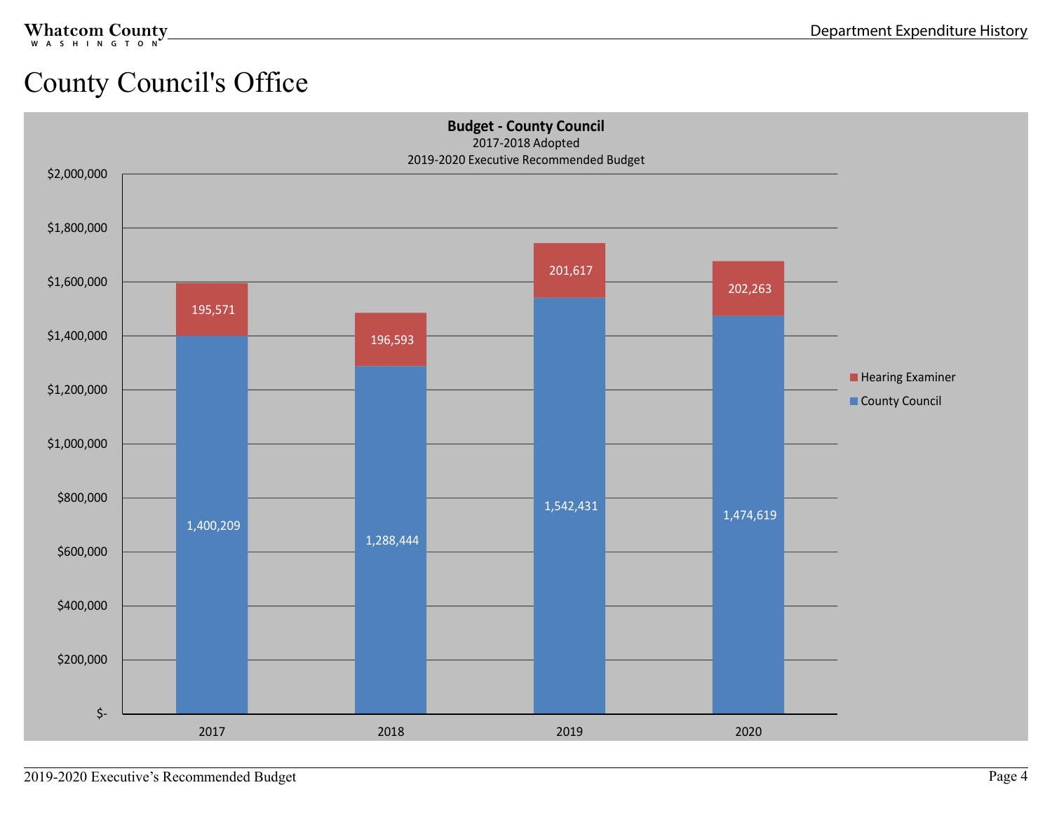# County Council's Office

**Budget - County Council**

2017-2018 Adopted

2019-2020 Executive Recommended Budget

| Year | County Council | Hearing Examiner |
|---|---|---|
| 2017 | 1,400,209 | 195,571 |
| 2018 | 1,288,444 | 196,593 |
| 2019 | 1,542,431 | 201,617 |
| 2020 | 1,474,619 | 202,263 |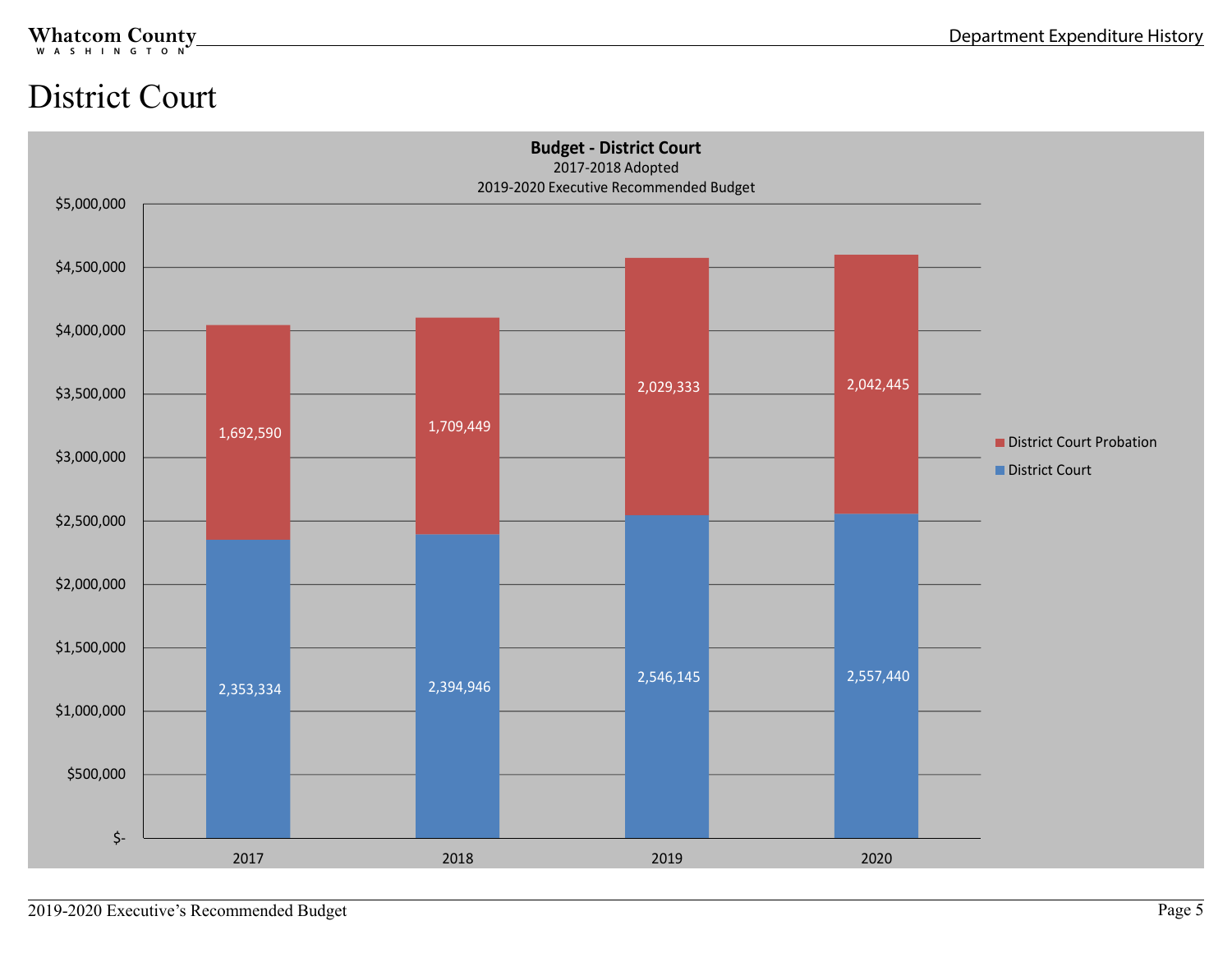# District Court

**Budget - District Court**

2017-2018 Adopted

2019-2020 Executive Recommended Budget

| Year | District Court | District Court Probation |
|---|---|---|
| 2017 | 2,353,334 | 1,692,590 |
| 2018 | 2,394,946 | 1,709,449 |
| 2019 | 2,546,145 | 2,029,333 |
| 2020 | 2,557,440 | 2,042,445 |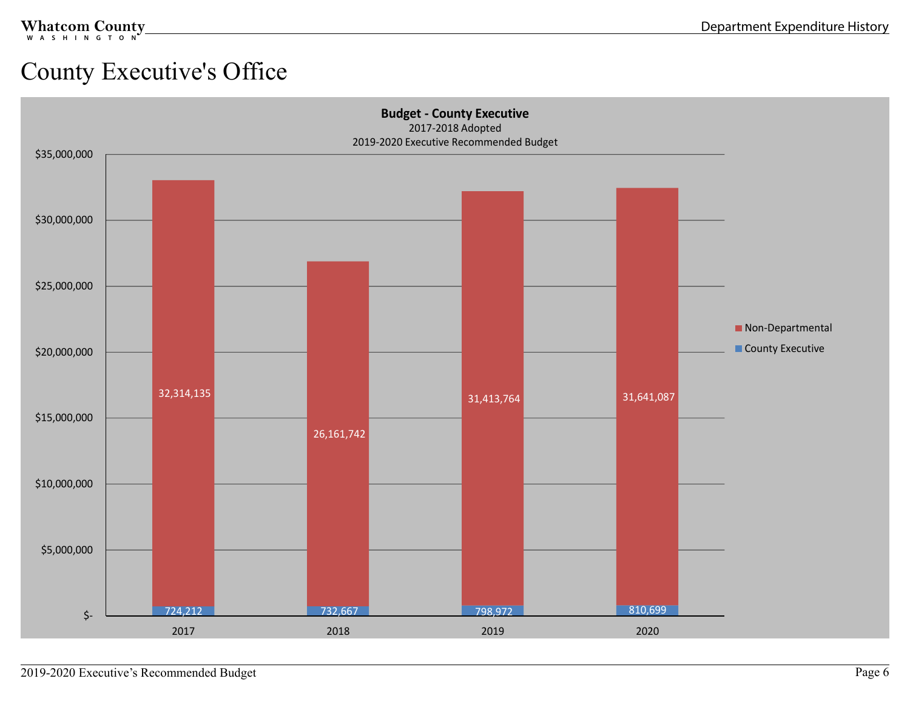# County Executive's Office

**Budget - County Executive**

2017-2018 Adopted

2019-2020 Executive Recommended Budget

| Year | County Executive | Non-Departmental |
|---|---|---|
| 2017 | 724,212 | 32,314,135 |
| 2018 | 732,667 | 26,161,742 |
| 2019 | 798,972 | 31,413,764 |
| 2020 | 810,699 | 31,641,087 |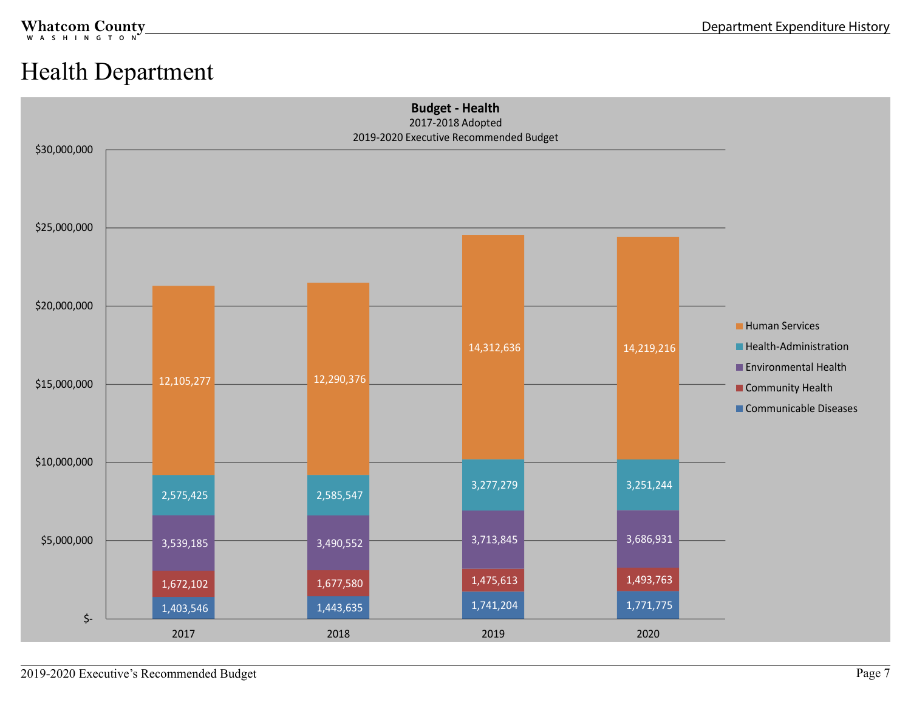# Health Department

**Budget - Health**
2017-2018 Adopted
2019-2020 Executive Recommended Budget

| | 2017 | 2018 | 2019 | 2020 |
|---|---|---|---|---|
| Human Services | 12,105,277 | 12,290,376 | 14,312,636 | 14,219,216 |
| Health-Administration | 2,575,425 | 2,585,547 | 3,277,279 | 3,251,244 |
| Environmental Health | 3,539,185 | 3,490,552 | 3,713,845 | 3,686,931 |
| Community Health | 1,672,102 | 1,677,580 | 1,475,613 | 1,493,763 |
| Communicable Diseases | 1,403,546 | 1,443,635 | 1,741,204 | 1,771,775 |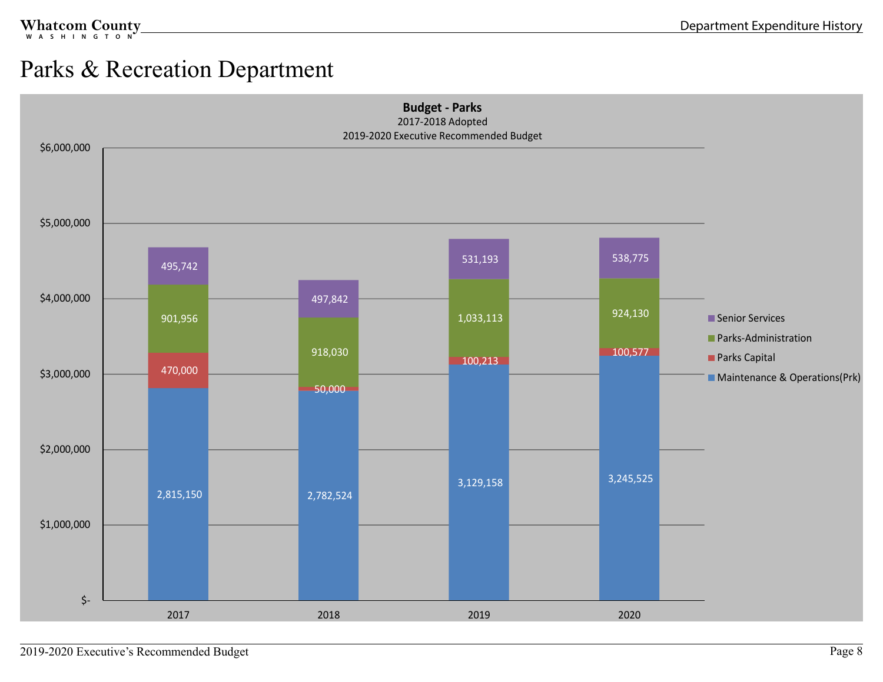# Parks & Recreation Department

**Budget - Parks**
2017-2018 Adopted
2019-2020 Executive Recommended Budget

| | 2017 | 2018 | 2019 | 2020 |
|---|---|---|---|---|
| Senior Services | 495,742 | 497,842 | 531,193 | 538,775 |
| Parks-Administration | 901,956 | 918,030 | 1,033,113 | 924,130 |
| Parks Capital | 470,000 | 50,000 | 100,213 | 100,577 |
| Maintenance & Operations(Prk) | 2,815,150 | 2,782,524 | 3,129,158 | 3,245,525 |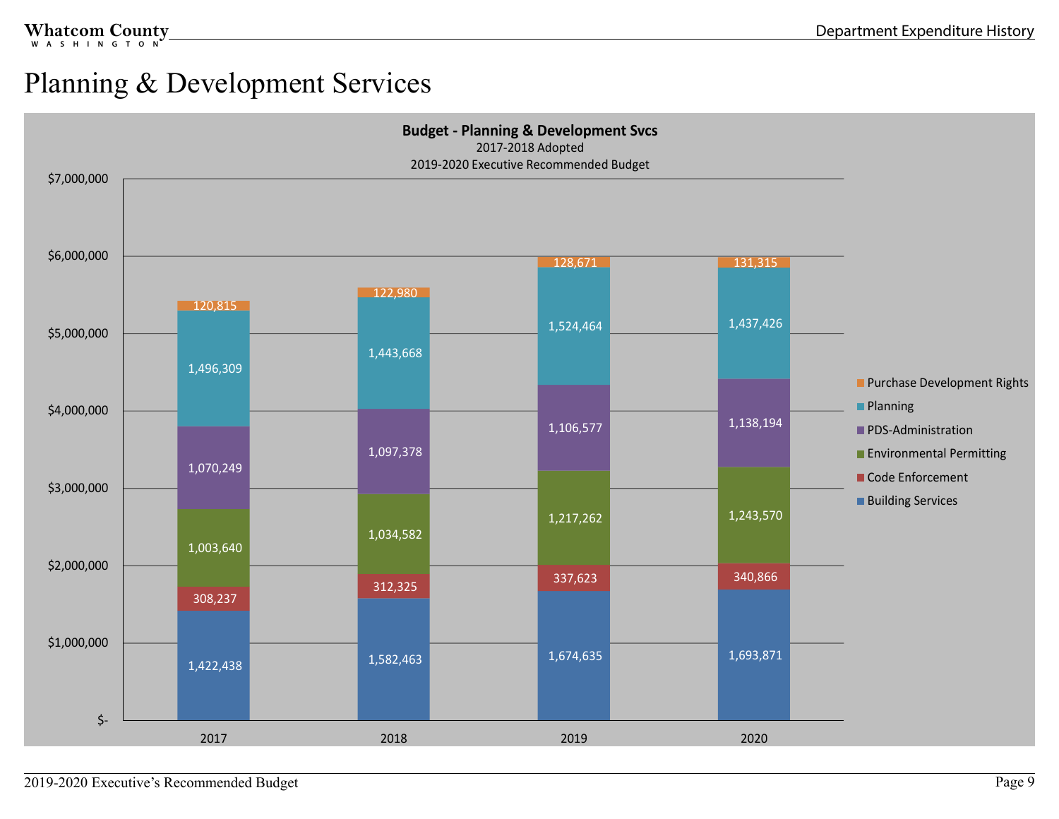# Planning & Development Services

**Budget - Planning & Development Svcs**
2017-2018 Adopted
2019-2020 Executive Recommended Budget

| | 2017 | 2018 | 2019 | 2020 |
|---|---|---|---|---|
| Purchase Development Rights | 120,815 | 122,980 | 128,671 | 131,315 |
| Planning | 1,496,309 | 1,443,668 | 1,524,464 | 1,437,426 |
| PDS-Administration | 1,070,249 | 1,097,378 | 1,106,577 | 1,138,194 |
| Environmental Permitting | 1,003,640 | 1,034,582 | 1,217,262 | 1,243,570 |
| Code Enforcement | 308,237 | 312,325 | 337,623 | 340,866 |
| Building Services | 1,422,438 | 1,582,463 | 1,674,635 | 1,693,871 |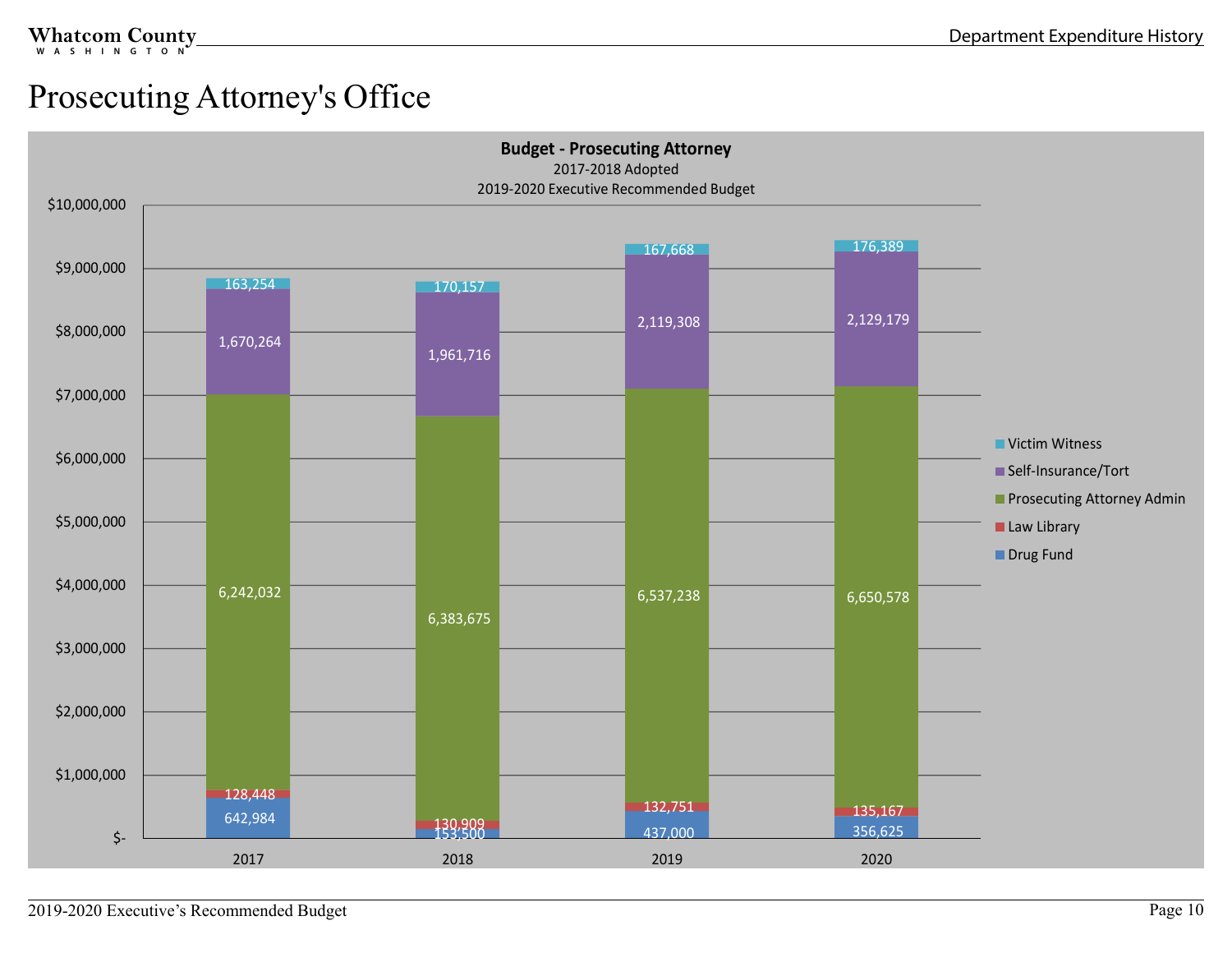# Prosecuting Attorney's Office

**Budget - Prosecuting Attorney**

2017-2018 Adopted

2019-2020 Executive Recommended Budget

| | 2017 | 2018 | 2019 | 2020 |
|---|---|---|---|---|
| Victim Witness | 163,254 | 170,157 | 167,668 | 176,389 |
| Self-Insurance/Tort | 1,670,264 | 1,961,716 | 2,119,308 | 2,129,179 |
| Prosecuting Attorney Admin | 6,242,032 | 6,383,675 | 6,537,238 | 6,650,578 |
| Law Library | 128,448 | 130,909 | 132,751 | 135,167 |
| Drug Fund | 642,984 | 153,500 | 437,000 | 356,625 |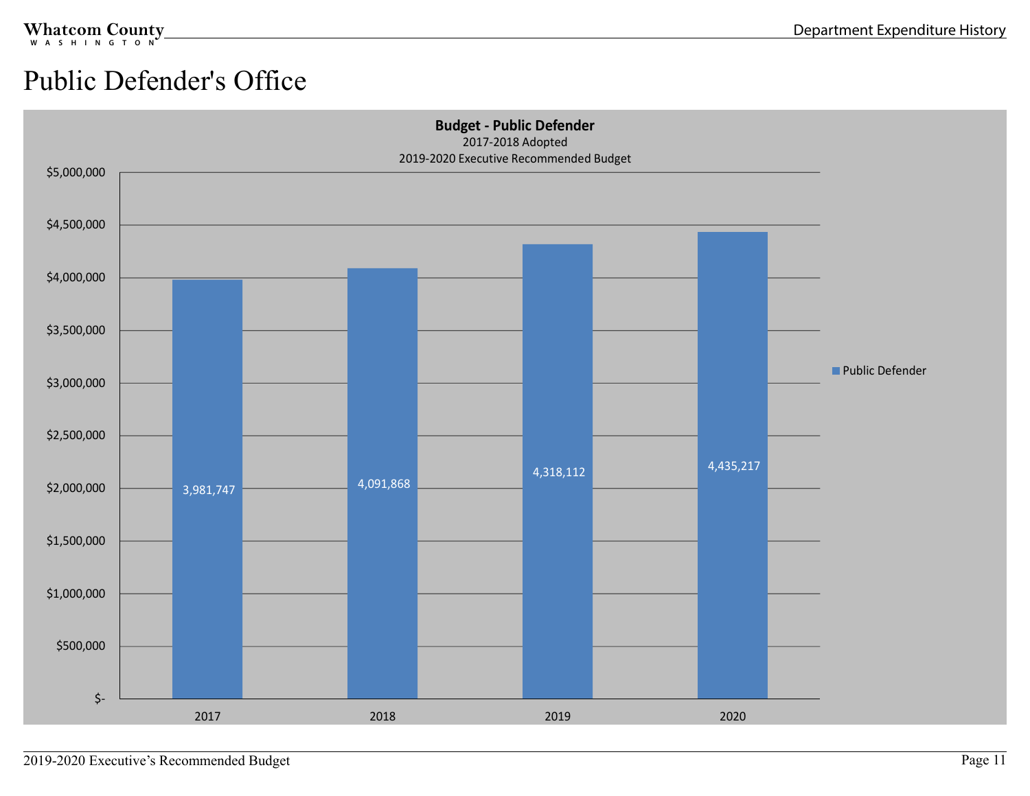# Public Defender's Office

**Budget - Public Defender**

2017-2018 Adopted

2019-2020 Executive Recommended Budget

| Year | Public Defender |
|---|---|
| 2017 | 3,981,747 |
| 2018 | 4,091,868 |
| 2019 | 4,318,112 |
| 2020 | 4,435,217 |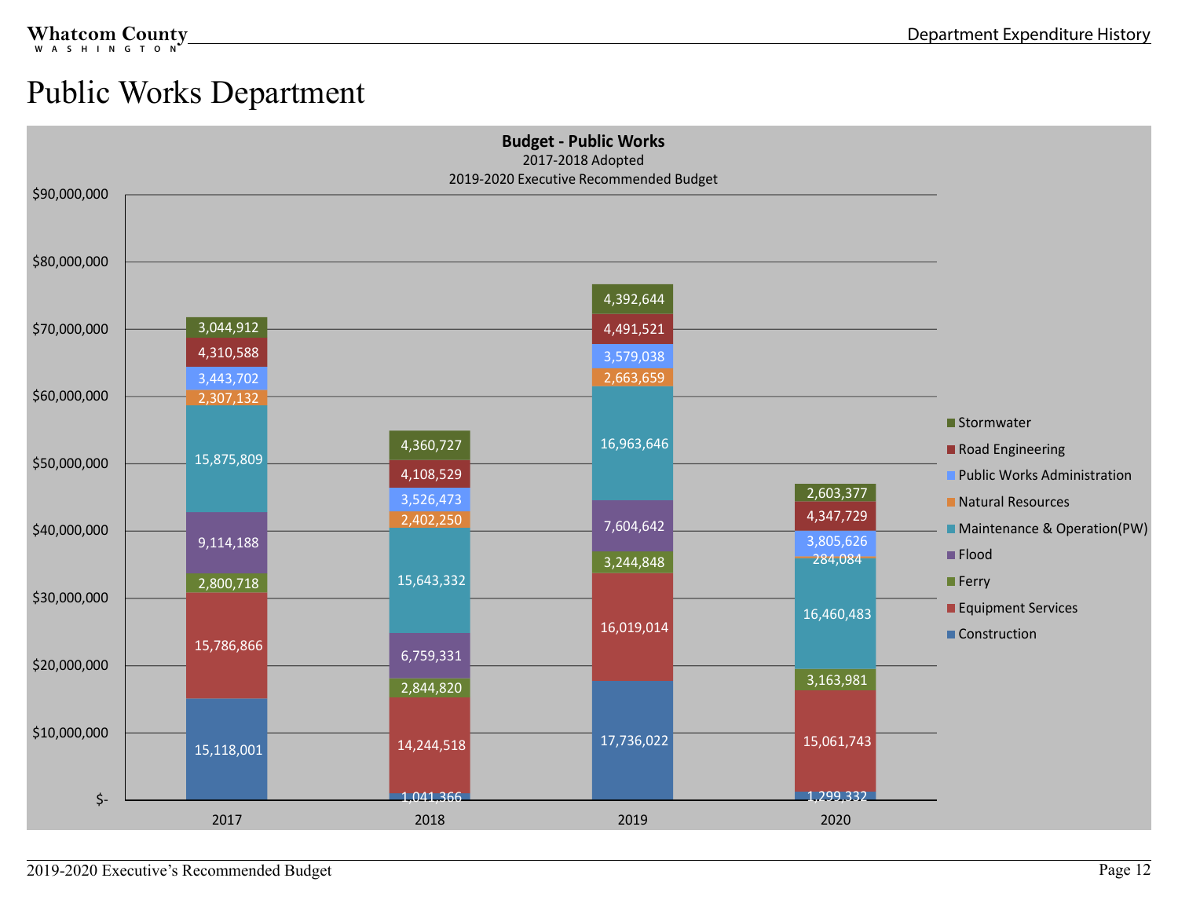# Public Works Department

**Budget - Public Works**
2017-2018 Adopted
2019-2020 Executive Recommended Budget

| Category | 2017 | 2018 | 2019 | 2020 |
|---|---|---|---|---|
| Stormwater | 3,044,912 | 4,360,727 | 4,392,644 | 2,603,377 |
| Road Engineering | 4,310,588 | 4,108,529 | 4,491,521 | 4,347,729 |
| Public Works Administration | 3,443,702 | 3,526,473 | 3,579,038 | 3,805,626 |
| Natural Resources | 2,307,132 | 2,402,250 | 2,663,659 | 284,084 |
| Maintenance & Operation(PW) | 15,875,809 | 15,643,332 | 16,963,646 | 16,460,483 |
| Flood | 9,114,188 | 6,759,331 | 7,604,642 | |
| Ferry | 2,800,718 | 2,844,820 | 3,244,848 | 3,163,981 |
| Equipment Services | 15,786,866 | 14,244,518 | 16,019,014 | 15,061,743 |
| Construction | 15,118,001 | 1,041,366 | 17,736,022 | 1,299,332 |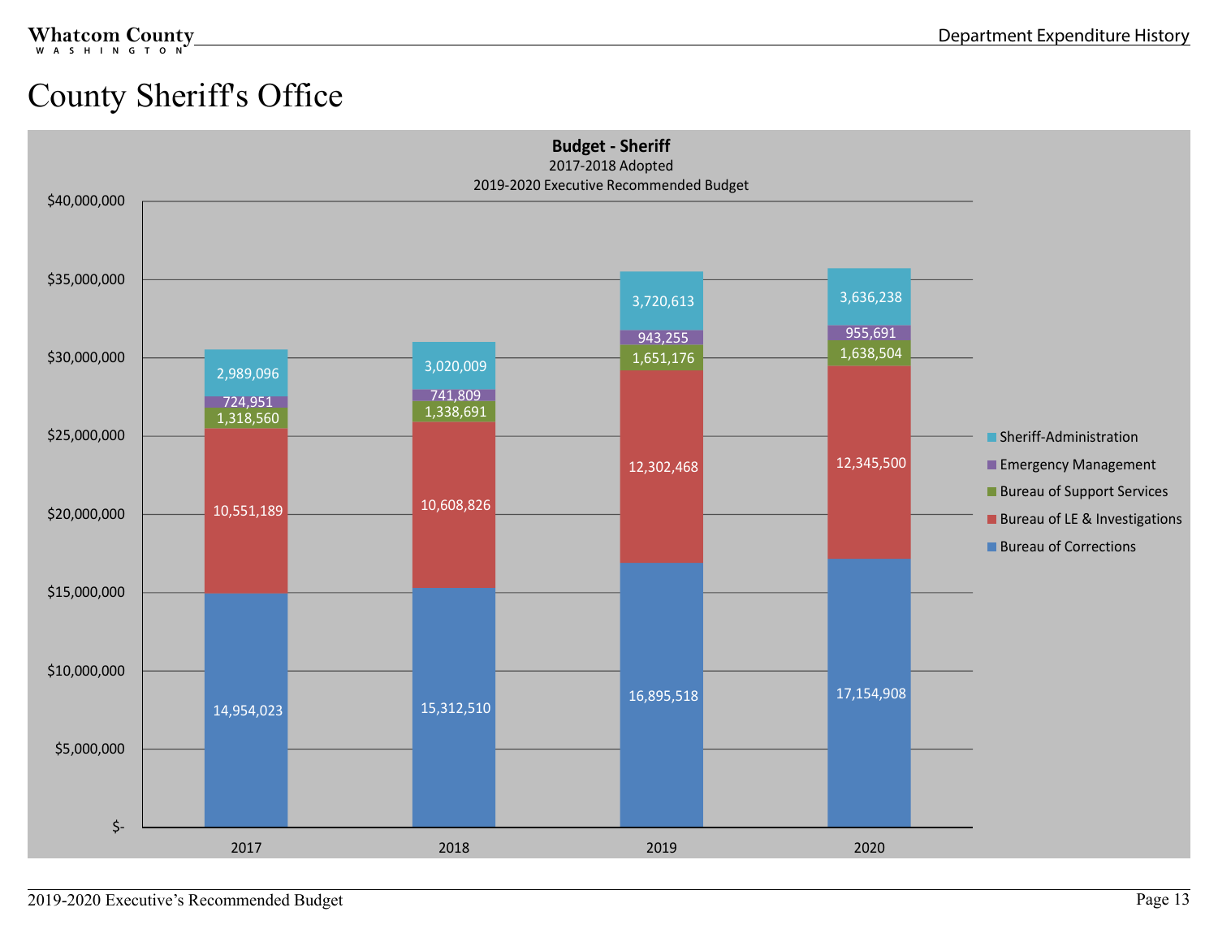# County Sheriff's Office

**Budget - Sheriff**
2017-2018 Adopted
2019-2020 Executive Recommended Budget

| | 2017 | 2018 | 2019 | 2020 |
|---|---|---|---|---|
| Sheriff-Administration | 2,989,096 | 3,020,009 | 3,720,613 | 3,636,238 |
| Emergency Management | 724,951 | 741,809 | 943,255 | 955,691 |
| Bureau of Support Services | 1,318,560 | 1,338,691 | 1,651,176 | 1,638,504 |
| Bureau of LE & Investigations | 10,551,189 | 10,608,826 | 12,302,468 | 12,345,500 |
| Bureau of Corrections | 14,954,023 | 15,312,510 | 16,895,518 | 17,154,908 |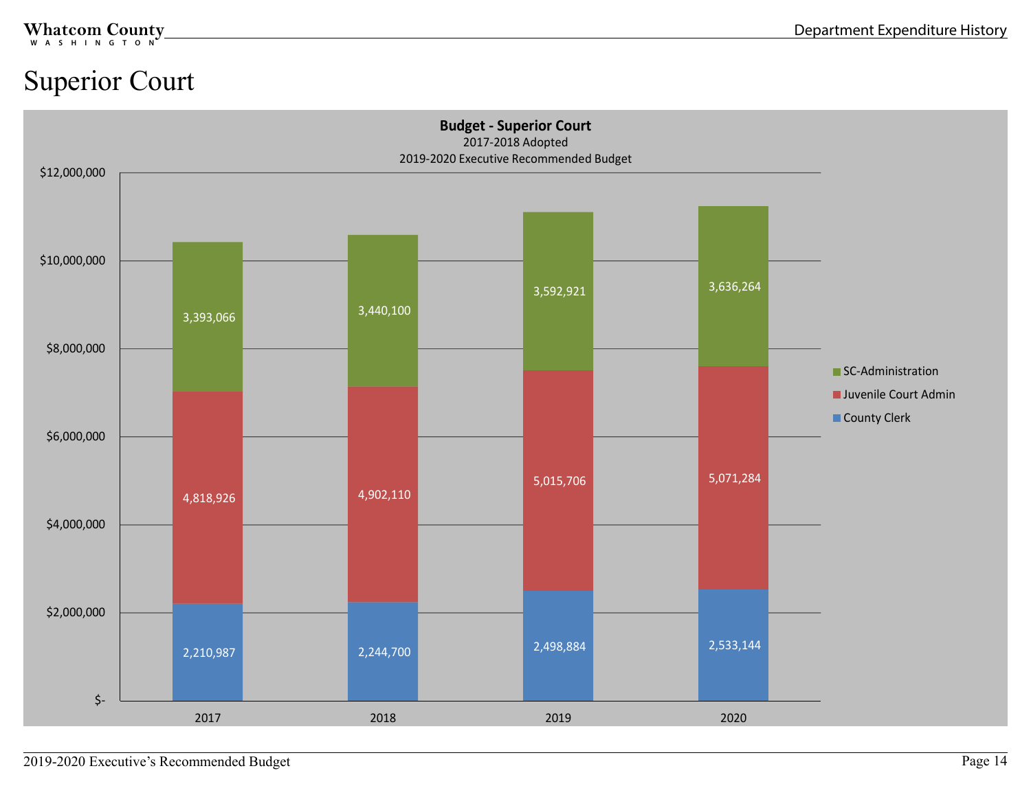# Superior Court

**Budget - Superior Court**
2017-2018 Adopted
2019-2020 Executive Recommended Budget

| | 2017 | 2018 | 2019 | 2020 |
|---|---|---|---|---|
| SC-Administration | 3,393,066 | 3,440,100 | 3,592,921 | 3,636,264 |
| Juvenile Court Admin | 4,818,926 | 4,902,110 | 5,015,706 | 5,071,284 |
| County Clerk | 2,210,987 | 2,244,700 | 2,498,884 | 2,533,144 |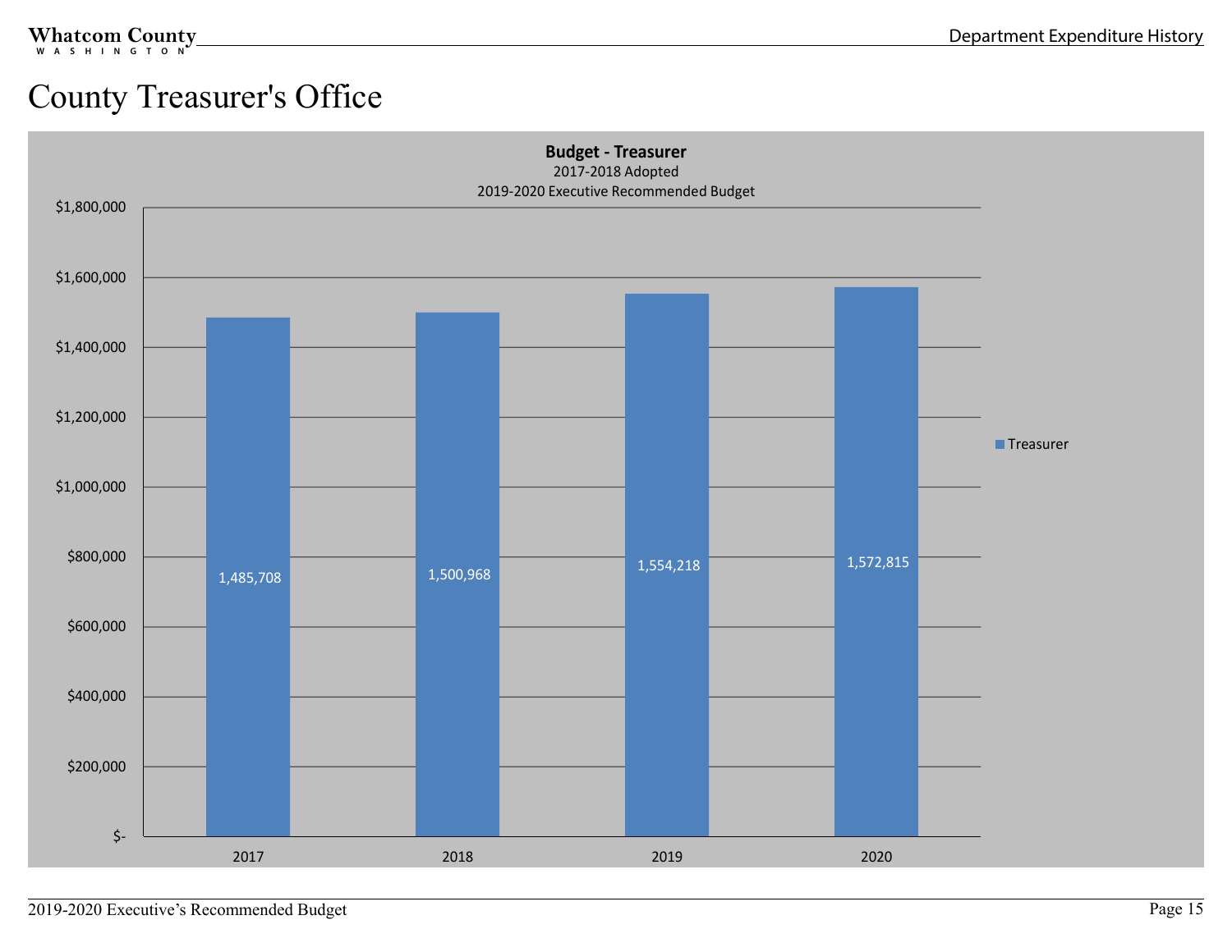# County Treasurer's Office

**Budget - Treasurer**

2017-2018 Adopted

2019-2020 Executive Recommended Budget

| Year | Treasurer |
|---|---|
| 2017 | 1,485,708 |
| 2018 | 1,500,968 |
| 2019 | 1,554,218 |
| 2020 | 1,572,815 |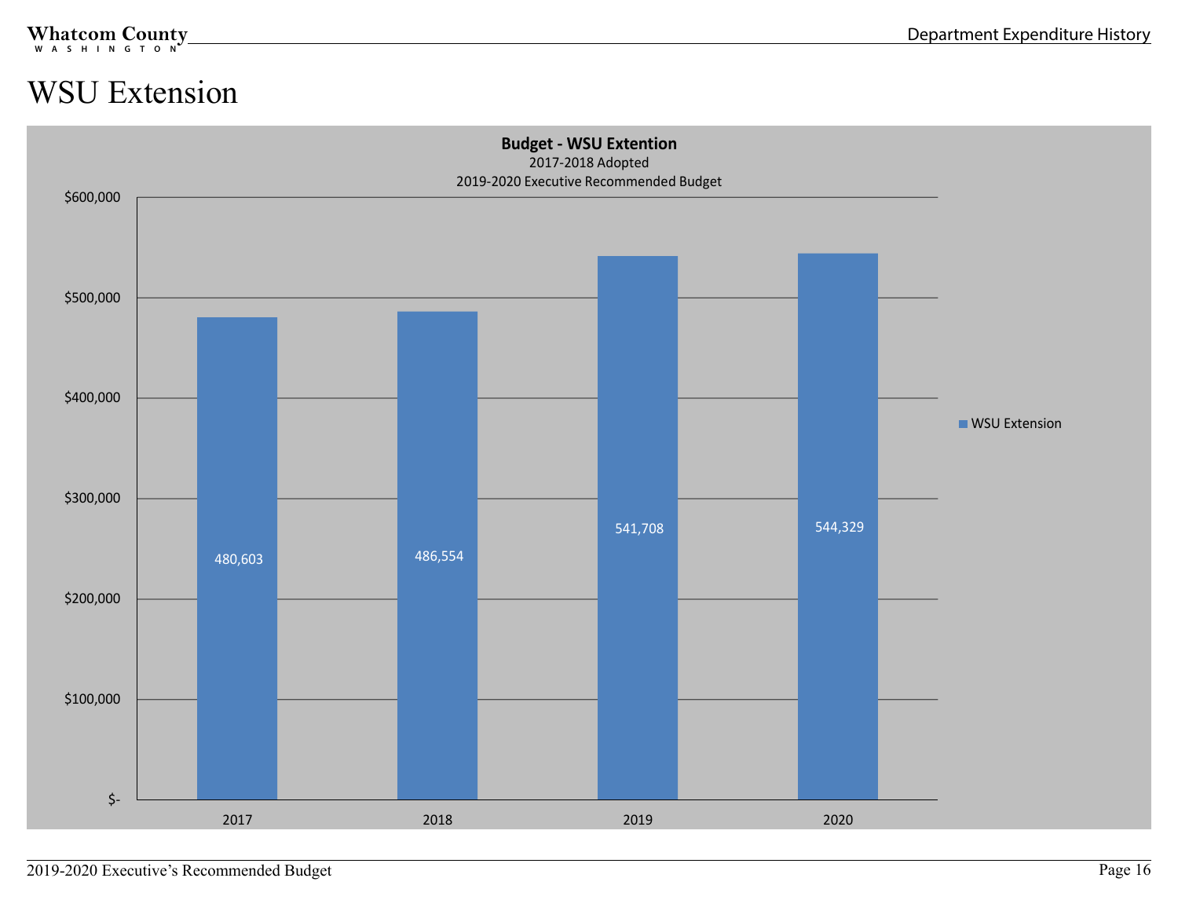# WSU Extension

**Budget - WSU Extention**

2017-2018 Adopted

2019-2020 Executive Recommended Budget

$600,000

$500,000

$400,000

$300,000

$200,000

$100,000

$-

480,603

486,554

541,708

544,329

2017

2018

2019

2020

WSU Extension